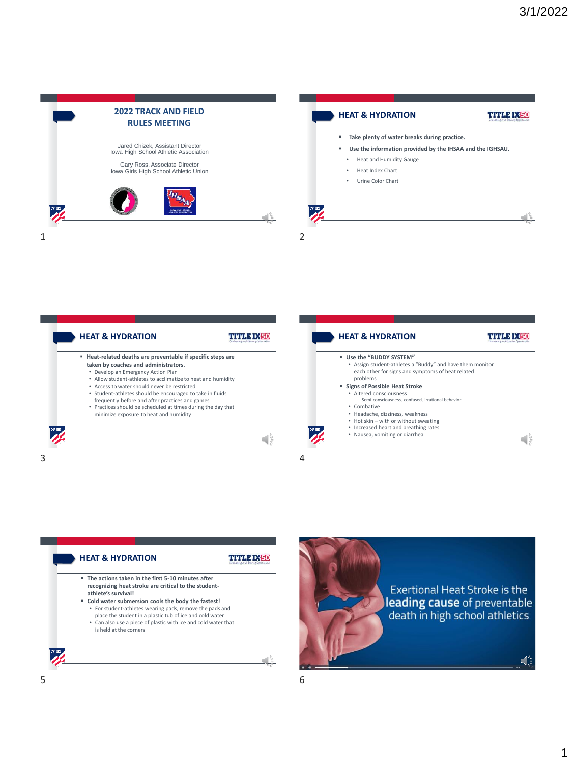## 2022 TRACK AND FIELD RULES MEETING

Jared Chizek, Assistant Director
Iowa High School Athletic Association

Gary Ross, Associate Director
Iowa Girls High School Athletic Union

## HEAT & HYDRATION

- **Take plenty of water breaks during practice.**
- **Use the information provided by the IHSAA and the IGHSAU.**
  - Heat and Humidity Gauge
  - Heat Index Chart
  - Urine Color Chart

## HEAT & HYDRATION

- **Heat-related deaths are preventable if specific steps are taken by coaches and administrators.**
  - Develop an Emergency Action Plan
  - Allow student-athletes to acclimatize to heat and humidity
  - Access to water should never be restricted
  - Student-athletes should be encouraged to take in fluids frequently before and after practices and games
  - Practices should be scheduled at times during the day that minimize exposure to heat and humidity

## HEAT & HYDRATION

- **Use the "BUDDY SYSTEM"**
  - Assign student-athletes a "Buddy" and have them monitor each other for signs and symptoms of heat related problems
- **Signs of Possible Heat Stroke**
  - Altered consciousness
    - Semi-consciousness, confused, irrational behavior
  - Combative
  - Headache, dizziness, weakness
  - Hot skin – with or without sweating
  - Increased heart and breathing rates
  - Nausea, vomiting or diarrhea

## HEAT & HYDRATION

- **The actions taken in the first 5-10 minutes after recognizing heat stroke are critical to the student-athlete's survival!**
- **Cold water submersion cools the body the fastest!**
  - For student-athletes wearing pads, remove the pads and place the student in a plastic tub of ice and cold water
  - Can also use a piece of plastic with ice and cold water that is held at the corners

Exertional Heat Stroke is the **leading cause** of preventable death in high school athletics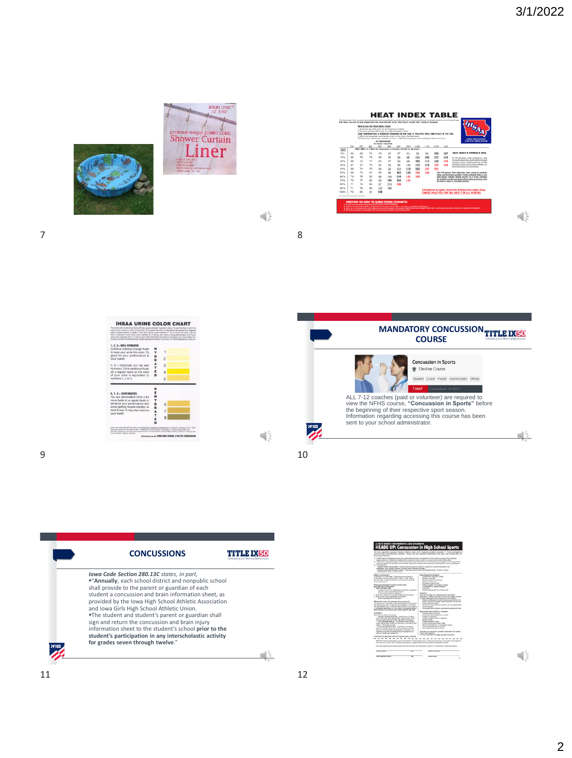7

JUMBO LONG 72" X 96"

premium weight JUMBO LONG

Shower Curtain Liner

8

# HEAT INDEX TABLE

9

## IHSAA URINE COLOR CHART

1, 2, 3 = WELL HYDRATED
Continue drinking enough fluids to keep your urine this color. It's good for your performance & your health.

4, 5 = Hydrated, but not well hydrated. Drink additional fluids on a regular basis so the color of your urine is equivalent to numbers 1, 2 or 3.

6, 7, 8 = DEHYDRATED
You are dehydrated! Drink a lot more fluids on a regular basis to enhance your performance and avoid getting muscle cramps, or heat illness. It may also improve your health.

10

## MANDATORY CONCUSSION COURSE

TITLE IX 50

Concussion in Sports
Elective Course

Student Coach Parent Administrator Official

Free!

ALL 7-12 coaches (paid or volunteer) are required to view the NFHS course, **"Concussion in Sports"** before the beginning of their respective sport season. Information regarding accessing this course has been sent to your school administrator.

11

## CONCUSSIONS

TITLE IX 50

*Iowa Code Section 280.13C states, in part,*

- "**Annually**, each school district and nonpublic school shall provide to the parent or guardian of each student a concussion and brain information sheet, as provided by the Iowa High School Athletic Association and Iowa Girls High School Athletic Union.
- The student and student's parent or guardian shall sign and return the concussion and brain injury information sheet to the student's school **prior to the student's participation in any interscholastic activity for grades seven through twelve**."

12

A FACT SHEET FOR PARENTS AND STUDENTS

HEADS UP: Concussion in High School Sports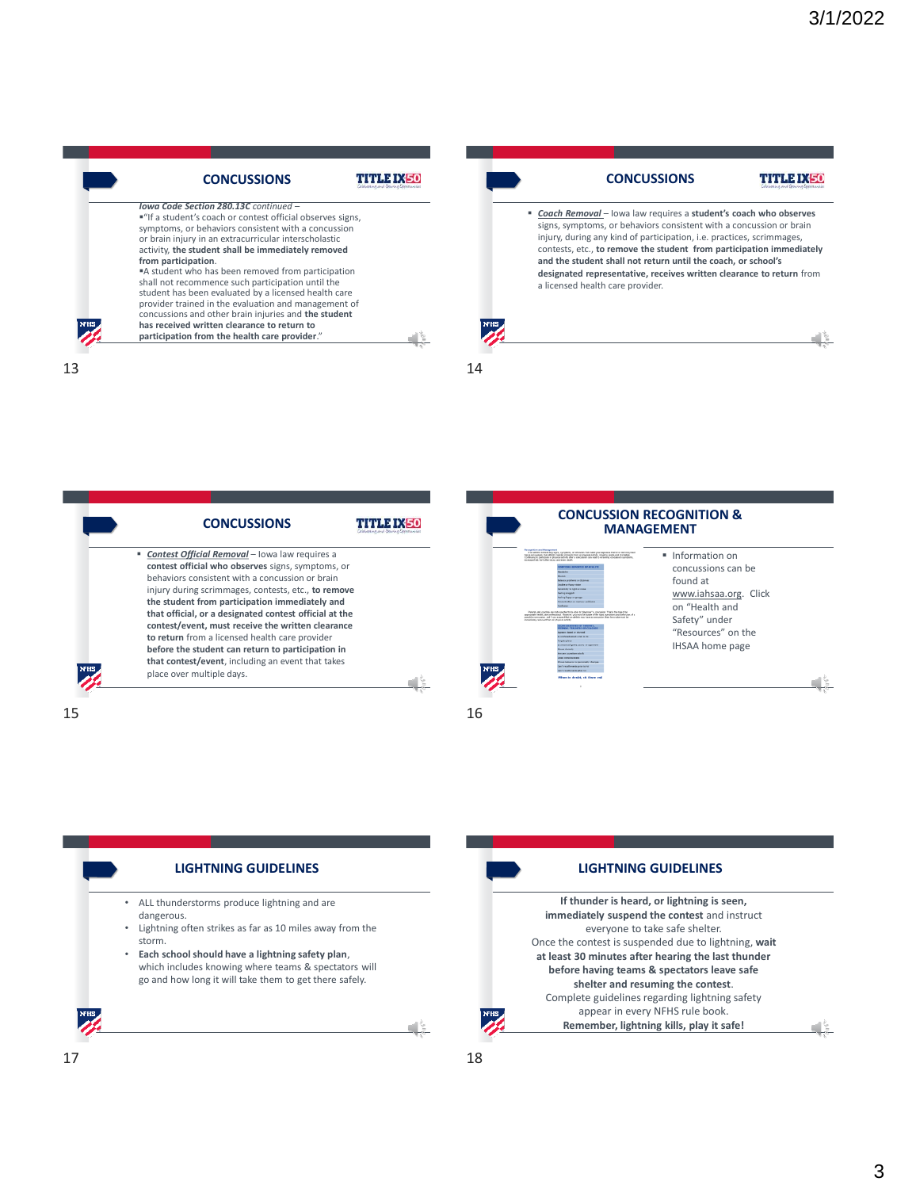## CONCUSSIONS

*Iowa Code Section 280.13C continued –*

- "If a student's coach or contest official observes signs, symptoms, or behaviors consistent with a concussion or brain injury in an extracurricular interscholastic activity, **the student shall be immediately removed from participation**.
- A student who has been removed from participation shall not recommence such participation until the student has been evaluated by a licensed health care provider trained in the evaluation and management of concussions and other brain injuries and **the student has received written clearance to return to participation from the health care provider**."

## CONCUSSIONS

- ***Coach Removal*** – Iowa law requires a **student's coach who observes** signs, symptoms, or behaviors consistent with a concussion or brain injury, during any kind of participation, i.e. practices, scrimmages, contests, etc., **to remove the student from participation immediately and the student shall not return until the coach, or school's designated representative, receives written clearance to return** from a licensed health care provider.

## CONCUSSIONS

- ***Contest Official Removal*** – Iowa law requires a **contest official who observes** signs, symptoms, or behaviors consistent with a concussion or brain injury during scrimmages, contests, etc., **to remove the student from participation immediately and that official, or a designated contest official at the contest/event, must receive the written clearance to return** from a licensed health care provider **before the student can return to participation in that contest/event**, including an event that takes place over multiple days.

## CONCUSSION RECOGNITION & MANAGEMENT

- Information on concussions can be found at www.iahsaa.org. Click on "Health and Safety" under "Resources" on the IHSAA home page

## LIGHTNING GUIDELINES

- ALL thunderstorms produce lightning and are dangerous.
- Lightning often strikes as far as 10 miles away from the storm.
- **Each school should have a lightning safety plan**, which includes knowing where teams & spectators will go and how long it will take them to get there safely.

## LIGHTNING GUIDELINES

**If thunder is heard, or lightning is seen, immediately suspend the contest** and instruct everyone to take safe shelter.

Once the contest is suspended due to lightning, **wait at least 30 minutes after hearing the last thunder before having teams & spectators leave safe shelter and resuming the contest**.

Complete guidelines regarding lightning safety appear in every NFHS rule book.

**Remember, lightning kills, play it safe!**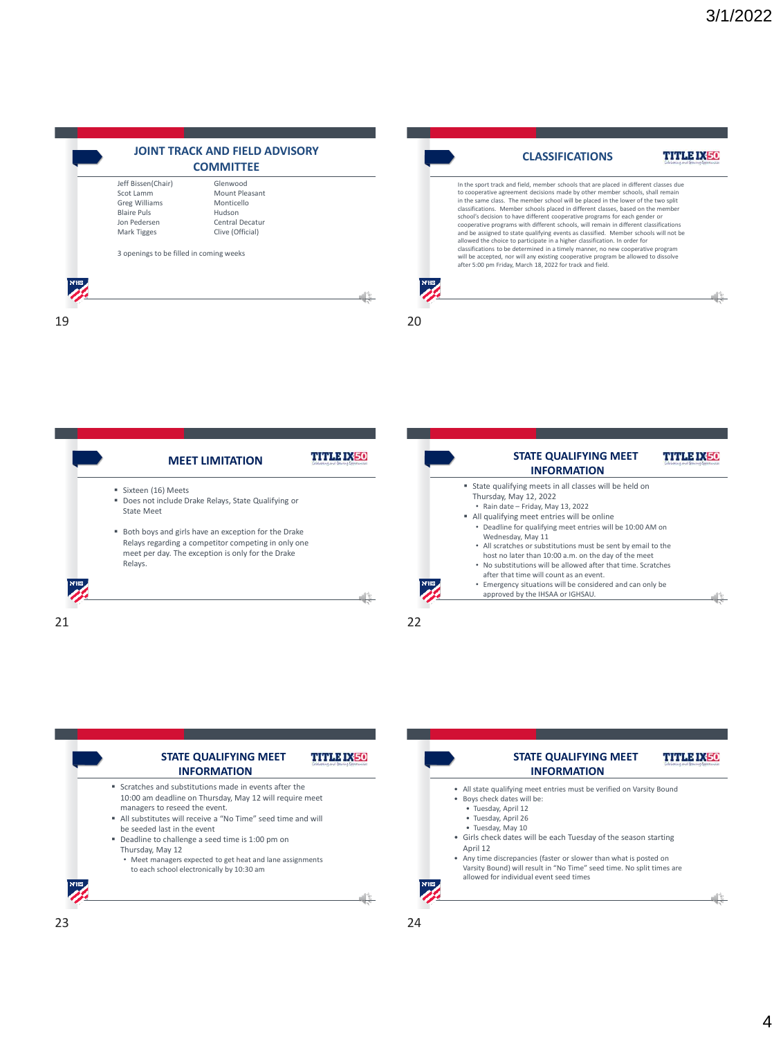## JOINT TRACK AND FIELD ADVISORY COMMITTEE

| | |
|---|---|
| Jeff Bissen(Chair) | Glenwood |
| Scot Lamm | Mount Pleasant |
| Greg Williams | Monticello |
| Blaire Puls | Hudson |
| Jon Pedersen | Central Decatur |
| Mark Tigges | Clive (Official) |

3 openings to be filled in coming weeks

## CLASSIFICATIONS

In the sport track and field, member schools that are placed in different classes due to cooperative agreement decisions made by other member schools, shall remain in the same class. The member school will be placed in the lower of the two split classifications. Member schools placed in different classes, based on the member school's decision to have different cooperative programs for each gender or cooperative programs with different schools, will remain in different classifications and be assigned to state qualifying events as classified. Member schools will not be allowed the choice to participate in a higher classification. In order for classifications to be determined in a timely manner, no new cooperative program will be accepted, nor will any existing cooperative program be allowed to dissolve after 5:00 pm Friday, March 18, 2022 for track and field.

## MEET LIMITATION

- Sixteen (16) Meets
- Does not include Drake Relays, State Qualifying or State Meet

- Both boys and girls have an exception for the Drake Relays regarding a competitor competing in only one meet per day. The exception is only for the Drake Relays.

## STATE QUALIFYING MEET INFORMATION

- State qualifying meets in all classes will be held on Thursday, May 12, 2022
  - Rain date – Friday, May 13, 2022
- All qualifying meet entries will be online
  - Deadline for qualifying meet entries will be 10:00 AM on Wednesday, May 11
  - All scratches or substitutions must be sent by email to the host no later than 10:00 a.m. on the day of the meet
  - No substitutions will be allowed after that time. Scratches after that time will count as an event.
  - Emergency situations will be considered and can only be approved by the IHSAA or IGHSAU.

## STATE QUALIFYING MEET INFORMATION

- Scratches and substitutions made in events after the 10:00 am deadline on Thursday, May 12 will require meet managers to reseed the event.
- All substitutes will receive a "No Time" seed time and will be seeded last in the event
- Deadline to challenge a seed time is 1:00 pm on Thursday, May 12
  - Meet managers expected to get heat and lane assignments to each school electronically by 10:30 am

## STATE QUALIFYING MEET INFORMATION

- All state qualifying meet entries must be verified on Varsity Bound
- Boys check dates will be:
  - Tuesday, April 12
  - Tuesday, April 26
  - Tuesday, May 10
- Girls check dates will be each Tuesday of the season starting April 12
- Any time discrepancies (faster or slower than what is posted on Varsity Bound) will result in "No Time" seed time. No split times are allowed for individual event seed times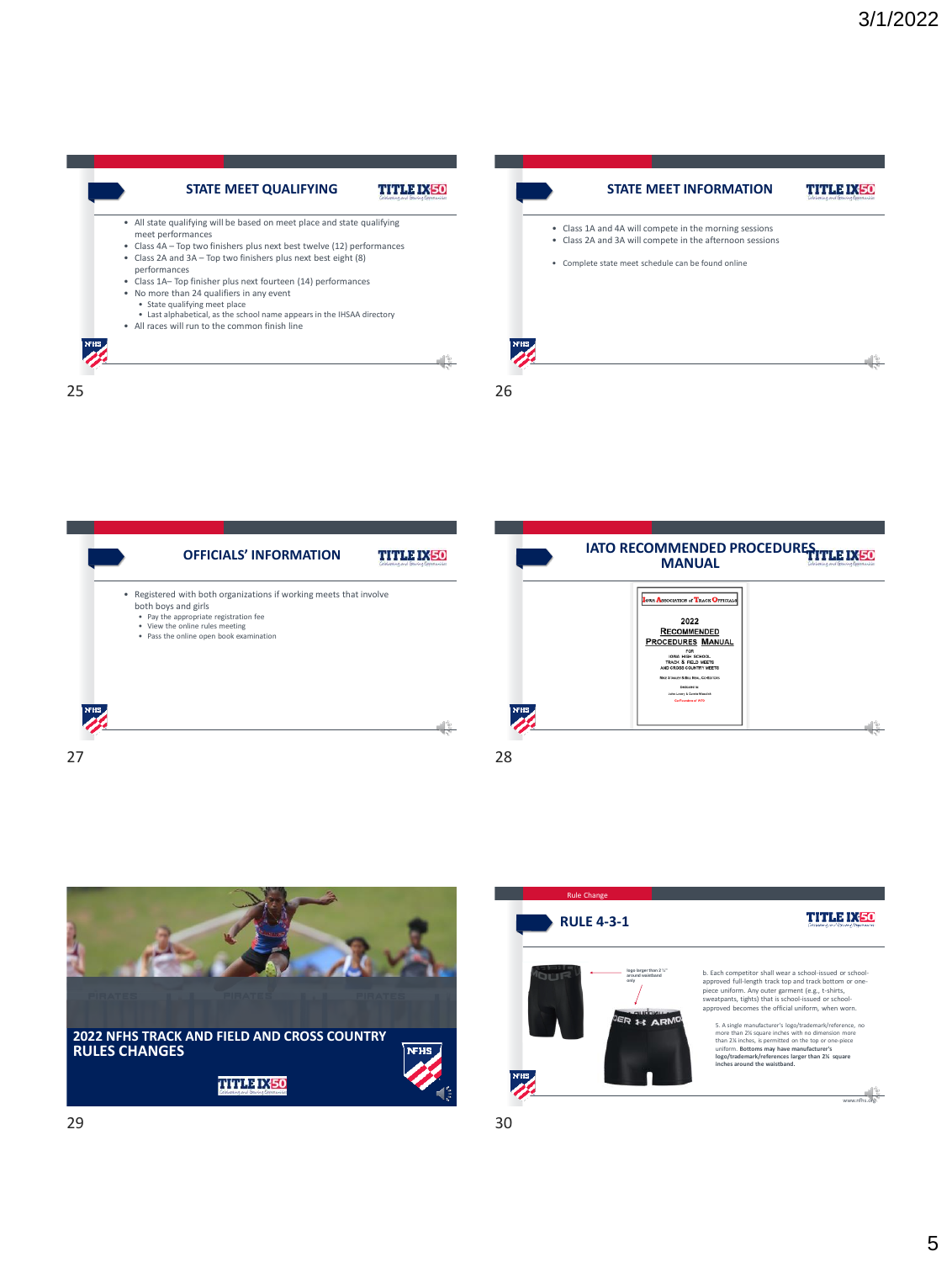## STATE MEET QUALIFYING

- All state qualifying will be based on meet place and state qualifying meet performances
- Class 4A – Top two finishers plus next best twelve (12) performances
- Class 2A and 3A – Top two finishers plus next best eight (8) performances
- Class 1A– Top finisher plus next fourteen (14) performances
- No more than 24 qualifiers in any event
  - State qualifying meet place
  - Last alphabetical, as the school name appears in the IHSAA directory
- All races will run to the common finish line

## STATE MEET INFORMATION

- Class 1A and 4A will compete in the morning sessions
- Class 2A and 3A will compete in the afternoon sessions
- Complete state meet schedule can be found online

## OFFICIALS' INFORMATION

- Registered with both organizations if working meets that involve both boys and girls
  - Pay the appropriate registration fee
  - View the online rules meeting
  - Pass the online open book examination

## IATO RECOMMENDED PROCEDURES MANUAL

Iowa Association of Track Officials

2022 Recommended Procedures Manual for Iowa High School Track & Field Meets and Cross Country Meets

## 2022 NFHS TRACK AND FIELD AND CROSS COUNTRY RULES CHANGES

## RULE 4-3-1

Rule Change

logo larger than 2¼" around waistband only

b. Each competitor shall wear a school-issued or school-approved full-length track top and track bottom or one-piece uniform. Any outer garment (e.g., t-shirts, sweatpants, tights) that is school-issued or school-approved becomes the official uniform, when worn.

5. A single manufacturer's logo/trademark/reference, no more than 2¼ square inches with no dimension more than 2¼ inches, is permitted on the top or one-piece uniform. **Bottoms may have manufacturer's logo/trademark/references larger than 2¼ square inches around the waistband.**

www.nfhs.org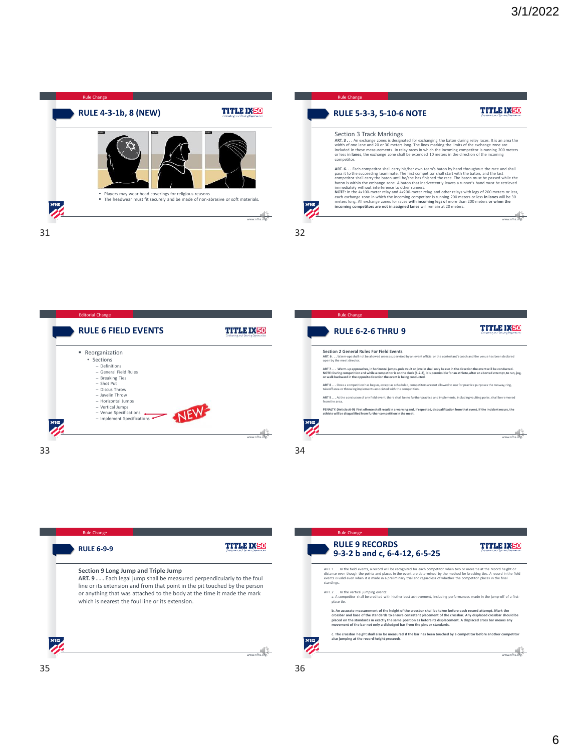Rule Change

## RULE 4-3-1b, 8 (NEW)

- Players may wear head coverings for religious reasons.
- The headwear must fit securely and be made of non-abrasive or soft materials.

Rule Change

## RULE 5-3-3, 5-10-6 NOTE

Section 3 Track Markings

**ART. 3 . . .** An exchange zones is designated for exchanging the baton during relay races. It is an area the width of one lane and 20 or 30 meters long. The lines marking the limits of the exchange zone are included in these measurements. In relay races in which the incoming competitor is running 200 meters or less **in lanes**, the exchange zone shall be extended 10 meters in the direction of the incoming competitor.

**ART. 6. . .** Each competitor shall carry his/her own team's baton by hand throughout the race and shall pass it to the succeeding teammate. The first competitor shall start with the baton, and the last competitor shall carry the baton until he/she has finished the race. The baton must be passed while the baton is within the exchange zone. A baton that inadvertently leaves a runner's hand must be retrieved immediately without interference to other runners.
**NOTE:** In the 4x100-meter relay and 4x200-meter relay, and other relays with legs of 200 meters or less, each exchange zone in which the incoming competitor is running 200 meters or less **in lanes** will be 30 meters long. All exchange zones for races **with incoming legs of** more than 200 meters **or when the incoming competitors are not in assigned lanes** will remain at 20 meters.

Editorial Change

## RULE 6 FIELD EVENTS

- Reorganization
  - Sections
    - Definitions
    - General Field Rules
    - Breaking Ties
    - Shot Put
    - Discus Throw
    - Javelin Throw
    - Horizontal Jumps
    - Vertical Jumps
    - Venue Specifications ← NEW
    - Implement Specifications ← NEW

Rule Change

## RULE 6-2-6 THRU 9

**Section 2 General Rules For Field Events**

**ART. 6 . . .** Warm-ups shall not be allowed unless supervised by an event official or the contestant's coach and the venue has been declared open by the meet director.

**ART 7 . . . Warm-up approaches, in horizontal jumps, pole vault or javelin shall only be run in the direction the event will be conducted.**
**NOTE: During competition and while a competitor is on the clock (6-2-2), it is permissible for an athlete, after an aborted attempt, to run, jog, or walk backward in the opposite direction the event is being conducted.**

**ART 8 . . .** Once a competition has begun, except as scheduled, competitors are not allowed to use for practice purposes the runway, ring, takeoff area or throwing implements associated with the competition.

**ART 9 . . .** At the conclusion of any field event, there shall be no further practice and implements, including vaulting poles, shall be removed from the area.

**PENALTY: (Articles 6-9) First offense shall result in a warning and, if repeated, disqualification from that event. If the incident recurs, the athlete will be disqualified from further competition in the meet.**

Rule Change

## RULE 6-9-9

**Section 9 Long Jump and Triple Jump**

**ART. 9 . . .** Each legal jump shall be measured perpendicularly to the foul line or its extension and from that point in the pit touched by the person or anything that was attached to the body at the time it made the mark which is nearest the foul line or its extension.

Rule Change

## RULE 9 RECORDS
## 9-3-2 b and c, 6-4-12, 6-5-25

ART. 1 . . . In the field events, a record will be recognized for each competitor when two or more tie at the record height or distance even though the points and places in the event are determined by the method for breaking ties. A record in the field events is valid even when it is made in a preliminary trial and regardless of whether the competitor places in the final standings.

ART. 2 . . . In the vertical jumping events:
a. A competitor shall be credited with his/her best achievement, including performances made in the jump-off of a first-place tie.

**b. An accurate measurement of the height of the crossbar shall be taken before each record attempt. Mark the crossbar and base of the standards to ensure consistent placement of the crossbar. Any displaced crossbar should be placed on the standards in exactly the same position as before its displacement. A displaced cross bar means any movement of the bar not only a dislodged bar from the pins or standards.**

**c. The crossbar height shall also be measured if the bar has been touched by a competitor before another competitor also jumping at the record height proceeds.**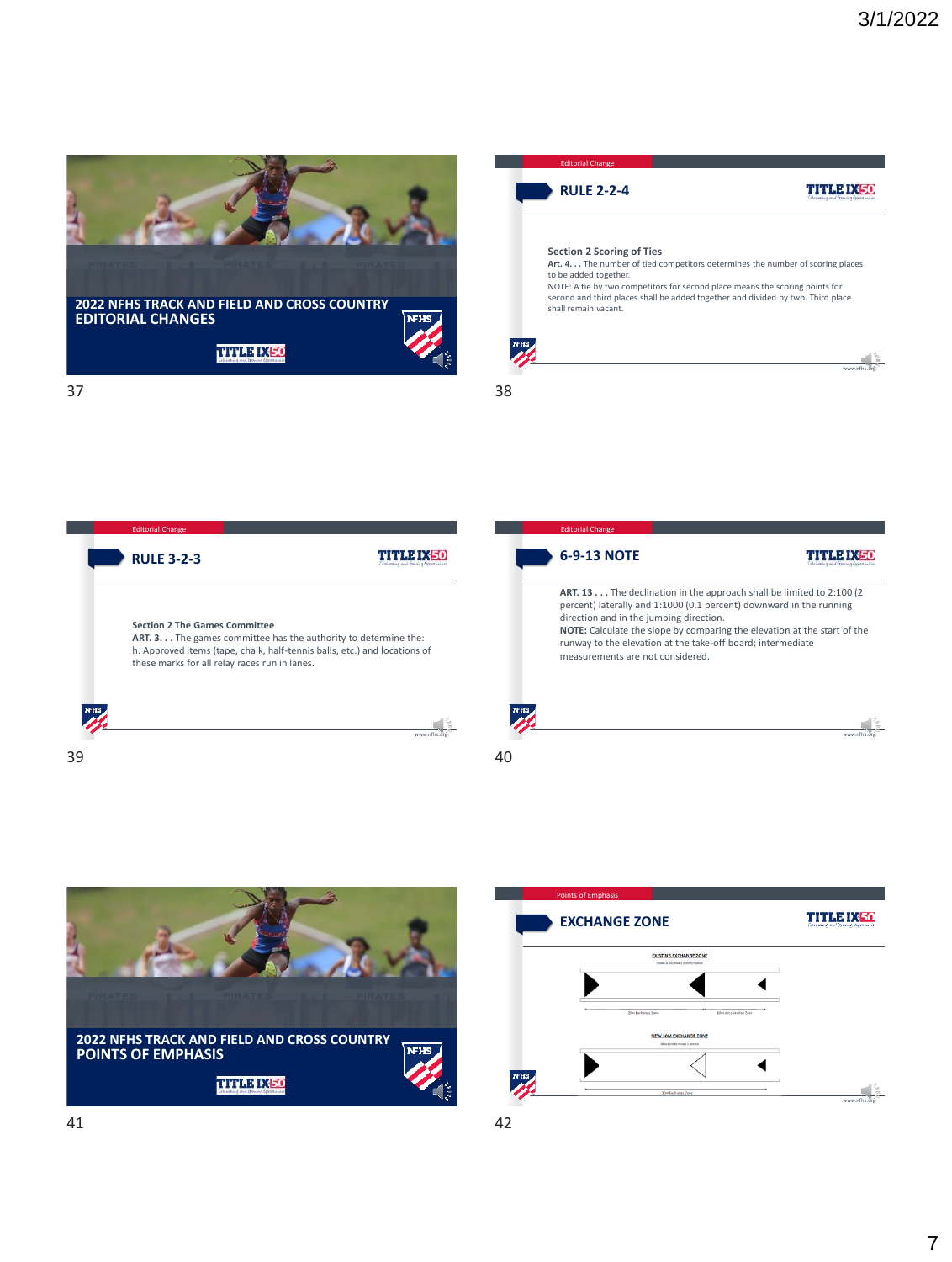## 2022 NFHS TRACK AND FIELD AND CROSS COUNTRY EDITORIAL CHANGES

Editorial Change

## RULE 2-2-4

**Section 2 Scoring of Ties**

**Art. 4. . .** The number of tied competitors determines the number of scoring places to be added together.

NOTE: A tie by two competitors for second place means the scoring points for second and third places shall be added together and divided by two. Third place shall remain vacant.

Editorial Change

## RULE 3-2-3

**Section 2 The Games Committee**

**ART. 3. . .** The games committee has the authority to determine the:

h. Approved items (tape, chalk, half-tennis balls, etc.) and locations of these marks for all relay races run in lanes.

Editorial Change

## 6-9-13 NOTE

**ART. 13 . . .** The declination in the approach shall be limited to 2:100 (2 percent) laterally and 1:1000 (0.1 percent) downward in the running direction and in the jumping direction.

**NOTE:** Calculate the slope by comparing the elevation at the start of the runway to the elevation at the take-off board; intermediate measurements are not considered.

## 2022 NFHS TRACK AND FIELD AND CROSS COUNTRY POINTS OF EMPHASIS

Points of Emphasis

## EXCHANGE ZONE

EXISTING EXCHANGE ZONE

20m Exchange Zone

10m Acceleration Zone

NEW 30M EXCHANGE ZONE

30m Exchange Zone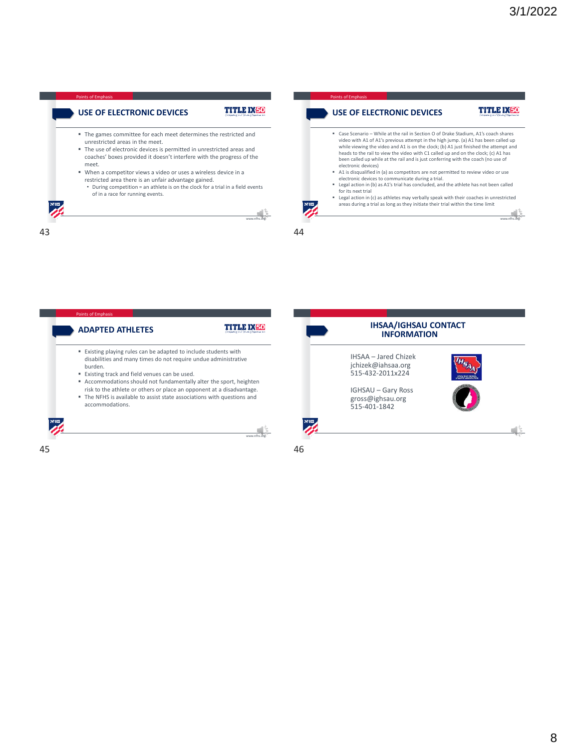## USE OF ELECTRONIC DEVICES

Points of Emphasis

- The games committee for each meet determines the restricted and unrestricted areas in the meet.
- The use of electronic devices is permitted in unrestricted areas and coaches' boxes provided it doesn't interfere with the progress of the meet.
- When a competitor views a video or uses a wireless device in a restricted area there is an unfair advantage gained.
  - During competition = an athlete is on the clock for a trial in a field events of in a race for running events.

www.nfhs.org

## USE OF ELECTRONIC DEVICES

Points of Emphasis

- Case Scenario – While at the rail in Section O of Drake Stadium, A1's coach shares video with A1 of A1's previous attempt in the high jump. (a) A1 has been called up while viewing the video and A1 is on the clock; (b) A1 just finished the attempt and heads to the rail to view the video with C1 called up and on the clock; (c) A1 has been called up while at the rail and is just conferring with the coach (no use of electronic devices)
- A1 is disqualified in (a) as competitors are not permitted to review video or use electronic devices to communicate during a trial.
- Legal action in (b) as A1's trial has concluded, and the athlete has not been called for its next trial
- Legal action in (c) as athletes may verbally speak with their coaches in unrestricted areas during a trial as long as they initiate their trial within the time limit

www.nfhs.org

## ADAPTED ATHLETES

Points of Emphasis

- Existing playing rules can be adapted to include students with disabilities and many times do not require undue administrative burden.
- Existing track and field venues can be used.
- Accommodations should not fundamentally alter the sport, heighten risk to the athlete or others or place an opponent at a disadvantage.
- The NFHS is available to assist state associations with questions and accommodations.

www.nfhs.org

## IHSAA/IGHSAU CONTACT INFORMATION

IHSAA – Jared Chizek
jchizek@iahsaa.org
515-432-2011x224

IGHSAU – Gary Ross
gross@ighsau.org
515-401-1842